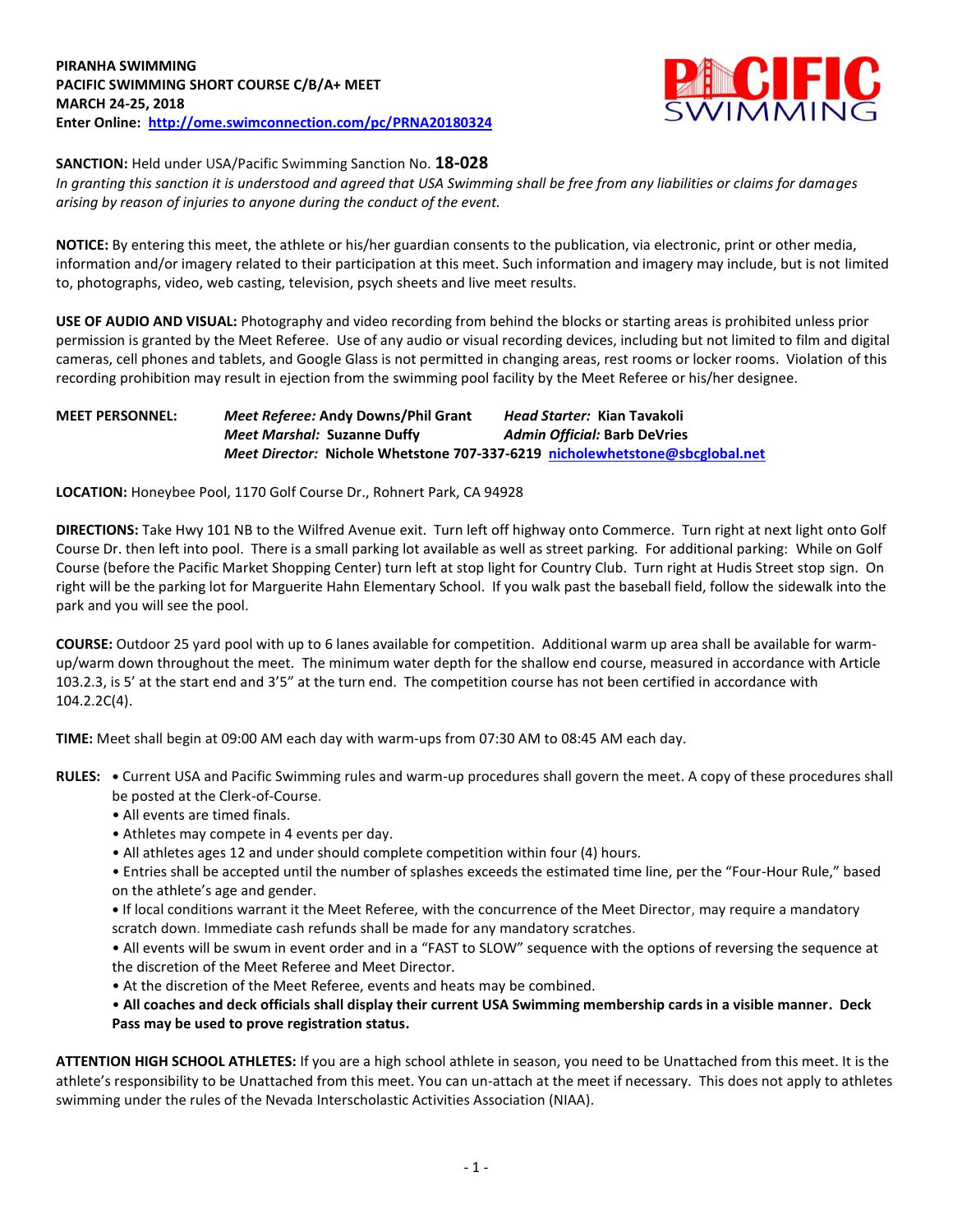**PIRANHA SWIMMING**
**PACIFIC SWIMMING SHORT COURSE C/B/A+ MEET**
**MARCH 24-25, 2018**
**Enter Online: [http://ome.swimconnection.com/pc/PRNA20180324](http://ome.swimconnection.com/pc/PRNA20180324)**

**SANCTION:** Held under USA/Pacific Swimming Sanction No. **18-028**
*In granting this sanction it is understood and agreed that USA Swimming shall be free from any liabilities or claims for damages arising by reason of injuries to anyone during the conduct of the event.*

**NOTICE:** By entering this meet, the athlete or his/her guardian consents to the publication, via electronic, print or other media, information and/or imagery related to their participation at this meet. Such information and imagery may include, but is not limited to, photographs, video, web casting, television, psych sheets and live meet results.

**USE OF AUDIO AND VISUAL:** Photography and video recording from behind the blocks or starting areas is prohibited unless prior permission is granted by the Meet Referee. Use of any audio or visual recording devices, including but not limited to film and digital cameras, cell phones and tablets, and Google Glass is not permitted in changing areas, rest rooms or locker rooms. Violation of this recording prohibition may result in ejection from the swimming pool facility by the Meet Referee or his/her designee.

**MEET PERSONNEL:**
*Meet Referee:* **Andy Downs/Phil Grant** *Head Starter:* **Kian Tavakoli**
*Meet Marshal:* **Suzanne Duffy** *Admin Official:* **Barb DeVries**
*Meet Director:* **Nichole Whetstone 707-337-6219 [nicholewhetstone@sbcglobal.net](mailto:nicholewhetstone@sbcglobal.net)**

**LOCATION:** Honeybee Pool, 1170 Golf Course Dr., Rohnert Park, CA 94928

**DIRECTIONS:** Take Hwy 101 NB to the Wilfred Avenue exit. Turn left off highway onto Commerce. Turn right at next light onto Golf Course Dr. then left into pool. There is a small parking lot available as well as street parking. For additional parking: While on Golf Course (before the Pacific Market Shopping Center) turn left at stop light for Country Club. Turn right at Hudis Street stop sign. On right will be the parking lot for Marguerite Hahn Elementary School. If you walk past the baseball field, follow the sidewalk into the park and you will see the pool.

**COURSE:** Outdoor 25 yard pool with up to 6 lanes available for competition. Additional warm up area shall be available for warm-up/warm down throughout the meet. The minimum water depth for the shallow end course, measured in accordance with Article 103.2.3, is 5' at the start end and 3'5" at the turn end. The competition course has not been certified in accordance with 104.2.2C(4).

**TIME:** Meet shall begin at 09:00 AM each day with warm-ups from 07:30 AM to 08:45 AM each day.

**RULES:**
- Current USA and Pacific Swimming rules and warm-up procedures shall govern the meet. A copy of these procedures shall be posted at the Clerk-of-Course.
- All events are timed finals.
- Athletes may compete in 4 events per day.
- All athletes ages 12 and under should complete competition within four (4) hours.
- Entries shall be accepted until the number of splashes exceeds the estimated time line, per the "Four-Hour Rule," based on the athlete's age and gender.
- If local conditions warrant it the Meet Referee, with the concurrence of the Meet Director, may require a mandatory scratch down. Immediate cash refunds shall be made for any mandatory scratches.
- All events will be swum in event order and in a "FAST to SLOW" sequence with the options of reversing the sequence at the discretion of the Meet Referee and Meet Director.
- At the discretion of the Meet Referee, events and heats may be combined.
- **All coaches and deck officials shall display their current USA Swimming membership cards in a visible manner. Deck Pass may be used to prove registration status.**

**ATTENTION HIGH SCHOOL ATHLETES:** If you are a high school athlete in season, you need to be Unattached from this meet. It is the athlete's responsibility to be Unattached from this meet. You can un-attach at the meet if necessary. This does not apply to athletes swimming under the rules of the Nevada Interscholastic Activities Association (NIAA).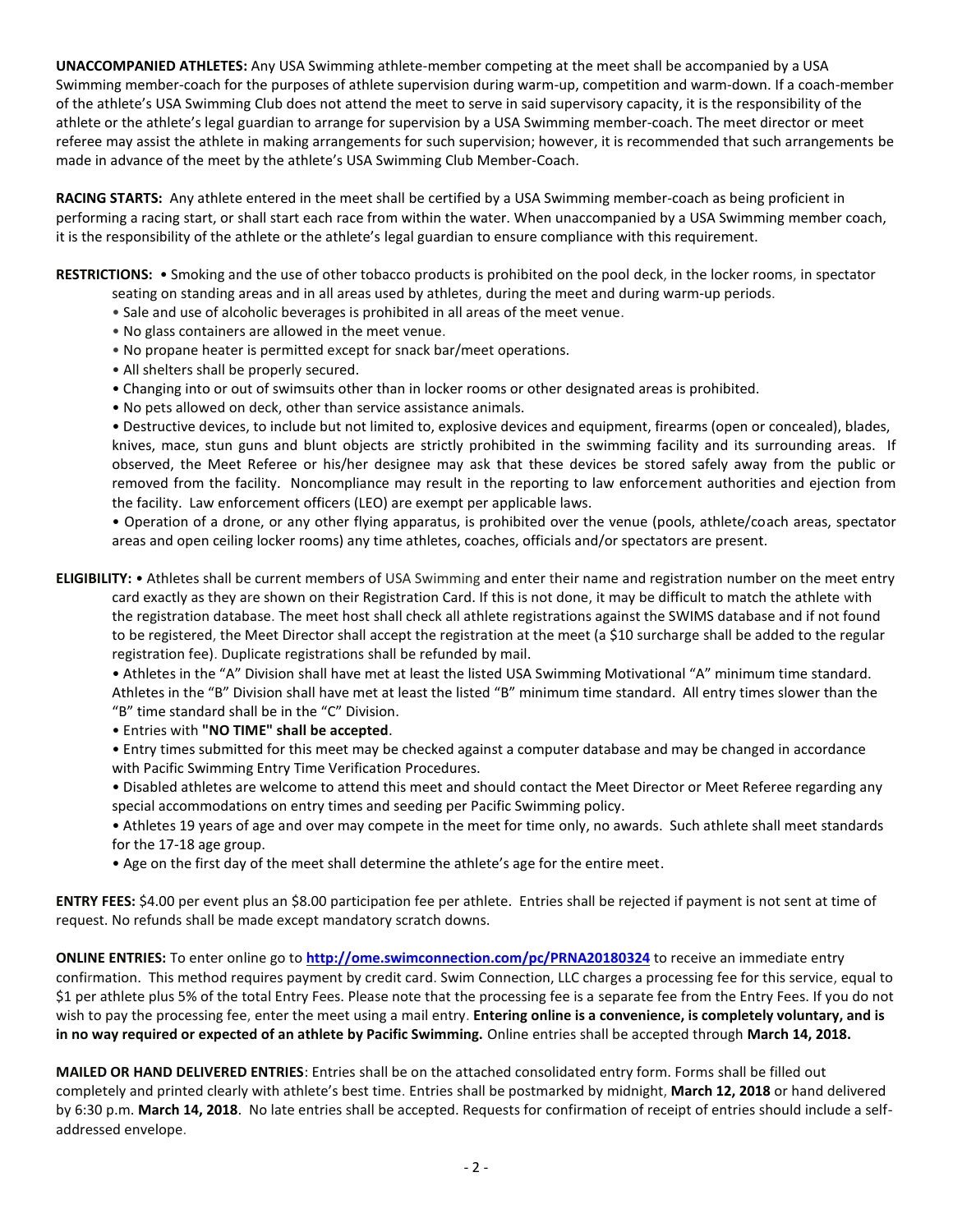**UNACCOMPANIED ATHLETES:** Any USA Swimming athlete-member competing at the meet shall be accompanied by a USA Swimming member-coach for the purposes of athlete supervision during warm-up, competition and warm-down. If a coach-member of the athlete's USA Swimming Club does not attend the meet to serve in said supervisory capacity, it is the responsibility of the athlete or the athlete's legal guardian to arrange for supervision by a USA Swimming member-coach. The meet director or meet referee may assist the athlete in making arrangements for such supervision; however, it is recommended that such arrangements be made in advance of the meet by the athlete's USA Swimming Club Member-Coach.

**RACING STARTS:** Any athlete entered in the meet shall be certified by a USA Swimming member-coach as being proficient in performing a racing start, or shall start each race from within the water. When unaccompanied by a USA Swimming member coach, it is the responsibility of the athlete or the athlete's legal guardian to ensure compliance with this requirement.

**RESTRICTIONS:** • Smoking and the use of other tobacco products is prohibited on the pool deck, in the locker rooms, in spectator seating on standing areas and in all areas used by athletes, during the meet and during warm-up periods.

- Sale and use of alcoholic beverages is prohibited in all areas of the meet venue.
- No glass containers are allowed in the meet venue.
- No propane heater is permitted except for snack bar/meet operations.
- All shelters shall be properly secured.
- Changing into or out of swimsuits other than in locker rooms or other designated areas is prohibited.
- No pets allowed on deck, other than service assistance animals.
- Destructive devices, to include but not limited to, explosive devices and equipment, firearms (open or concealed), blades, knives, mace, stun guns and blunt objects are strictly prohibited in the swimming facility and its surrounding areas. If observed, the Meet Referee or his/her designee may ask that these devices be stored safely away from the public or removed from the facility. Noncompliance may result in the reporting to law enforcement authorities and ejection from the facility. Law enforcement officers (LEO) are exempt per applicable laws.
- Operation of a drone, or any other flying apparatus, is prohibited over the venue (pools, athlete/coach areas, spectator areas and open ceiling locker rooms) any time athletes, coaches, officials and/or spectators are present.

**ELIGIBILITY:** • Athletes shall be current members of USA Swimming and enter their name and registration number on the meet entry card exactly as they are shown on their Registration Card. If this is not done, it may be difficult to match the athlete with the registration database. The meet host shall check all athlete registrations against the SWIMS database and if not found to be registered, the Meet Director shall accept the registration at the meet (a $10 surcharge shall be added to the regular registration fee). Duplicate registrations shall be refunded by mail.

- Athletes in the "A" Division shall have met at least the listed USA Swimming Motivational "A" minimum time standard. Athletes in the "B" Division shall have met at least the listed "B" minimum time standard. All entry times slower than the "B" time standard shall be in the "C" Division.
- Entries with **"NO TIME" shall be accepted**.
- Entry times submitted for this meet may be checked against a computer database and may be changed in accordance with Pacific Swimming Entry Time Verification Procedures.
- Disabled athletes are welcome to attend this meet and should contact the Meet Director or Meet Referee regarding any special accommodations on entry times and seeding per Pacific Swimming policy.
- Athletes 19 years of age and over may compete in the meet for time only, no awards. Such athlete shall meet standards for the 17-18 age group.
- Age on the first day of the meet shall determine the athlete's age for the entire meet.

**ENTRY FEES:** $4.00 per event plus an $8.00 participation fee per athlete. Entries shall be rejected if payment is not sent at time of request. No refunds shall be made except mandatory scratch downs.

**ONLINE ENTRIES:** To enter online go to **http://ome.swimconnection.com/pc/PRNA20180324** to receive an immediate entry confirmation. This method requires payment by credit card. Swim Connection, LLC charges a processing fee for this service, equal to $1 per athlete plus 5% of the total Entry Fees. Please note that the processing fee is a separate fee from the Entry Fees. If you do not wish to pay the processing fee, enter the meet using a mail entry. **Entering online is a convenience, is completely voluntary, and is in no way required or expected of an athlete by Pacific Swimming.** Online entries shall be accepted through **March 14, 2018.**

**MAILED OR HAND DELIVERED ENTRIES**: Entries shall be on the attached consolidated entry form. Forms shall be filled out completely and printed clearly with athlete's best time. Entries shall be postmarked by midnight, **March 12, 2018** or hand delivered by 6:30 p.m. **March 14, 2018**. No late entries shall be accepted. Requests for confirmation of receipt of entries should include a self-addressed envelope.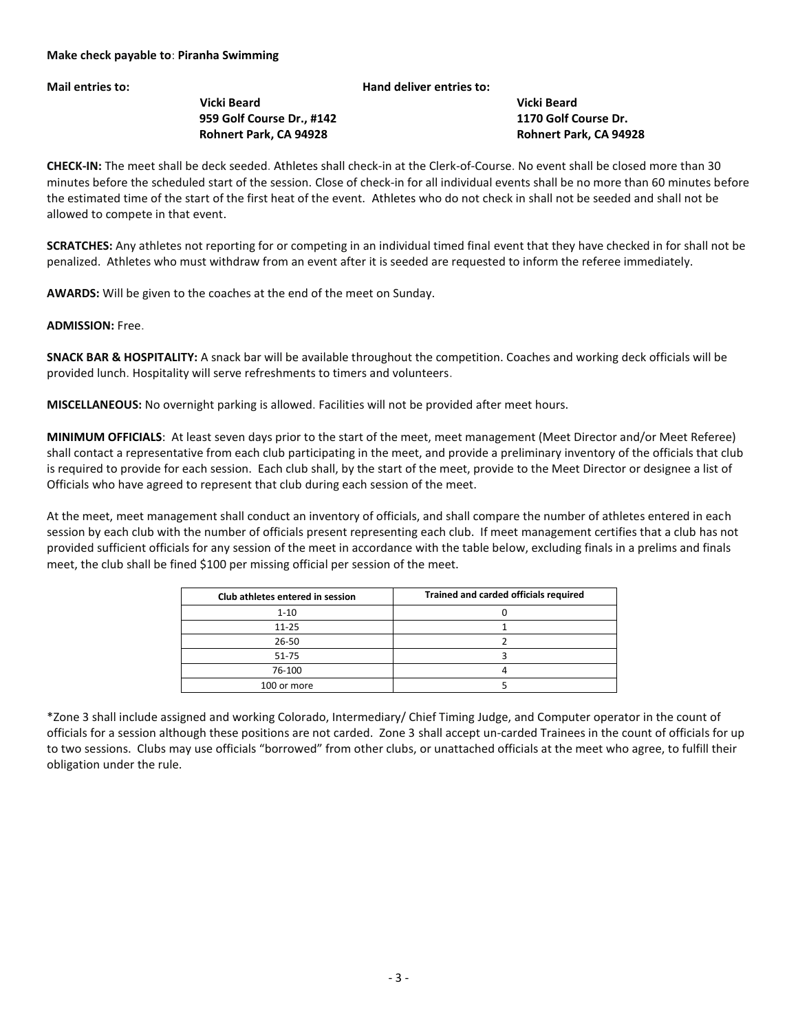**Make check payable to**: **Piranha Swimming**

**Mail entries to:**

**Vicki Beard**
**959 Golf Course Dr., #142**
**Rohnert Park, CA 94928**

**Hand deliver entries to:**

**Vicki Beard**
**1170 Golf Course Dr.**
**Rohnert Park, CA 94928**

**CHECK-IN:** The meet shall be deck seeded. Athletes shall check-in at the Clerk-of-Course. No event shall be closed more than 30 minutes before the scheduled start of the session. Close of check-in for all individual events shall be no more than 60 minutes before the estimated time of the start of the first heat of the event. Athletes who do not check in shall not be seeded and shall not be allowed to compete in that event.

**SCRATCHES:** Any athletes not reporting for or competing in an individual timed final event that they have checked in for shall not be penalized. Athletes who must withdraw from an event after it is seeded are requested to inform the referee immediately.

**AWARDS:** Will be given to the coaches at the end of the meet on Sunday.

**ADMISSION:** Free.

**SNACK BAR & HOSPITALITY:** A snack bar will be available throughout the competition. Coaches and working deck officials will be provided lunch. Hospitality will serve refreshments to timers and volunteers.

**MISCELLANEOUS:** No overnight parking is allowed. Facilities will not be provided after meet hours.

**MINIMUM OFFICIALS**: At least seven days prior to the start of the meet, meet management (Meet Director and/or Meet Referee) shall contact a representative from each club participating in the meet, and provide a preliminary inventory of the officials that club is required to provide for each session. Each club shall, by the start of the meet, provide to the Meet Director or designee a list of Officials who have agreed to represent that club during each session of the meet.

At the meet, meet management shall conduct an inventory of officials, and shall compare the number of athletes entered in each session by each club with the number of officials present representing each club. If meet management certifies that a club has not provided sufficient officials for any session of the meet in accordance with the table below, excluding finals in a prelims and finals meet, the club shall be fined $100 per missing official per session of the meet.

| Club athletes entered in session | Trained and carded officials required |
|---|---|
| 1-10 | 0 |
| 11-25 | 1 |
| 26-50 | 2 |
| 51-75 | 3 |
| 76-100 | 4 |
| 100 or more | 5 |

*Zone 3 shall include assigned and working Colorado, Intermediary/ Chief Timing Judge, and Computer operator in the count of officials for a session although these positions are not carded. Zone 3 shall accept un-carded Trainees in the count of officials for up to two sessions. Clubs may use officials "borrowed" from other clubs, or unattached officials at the meet who agree, to fulfill their obligation under the rule.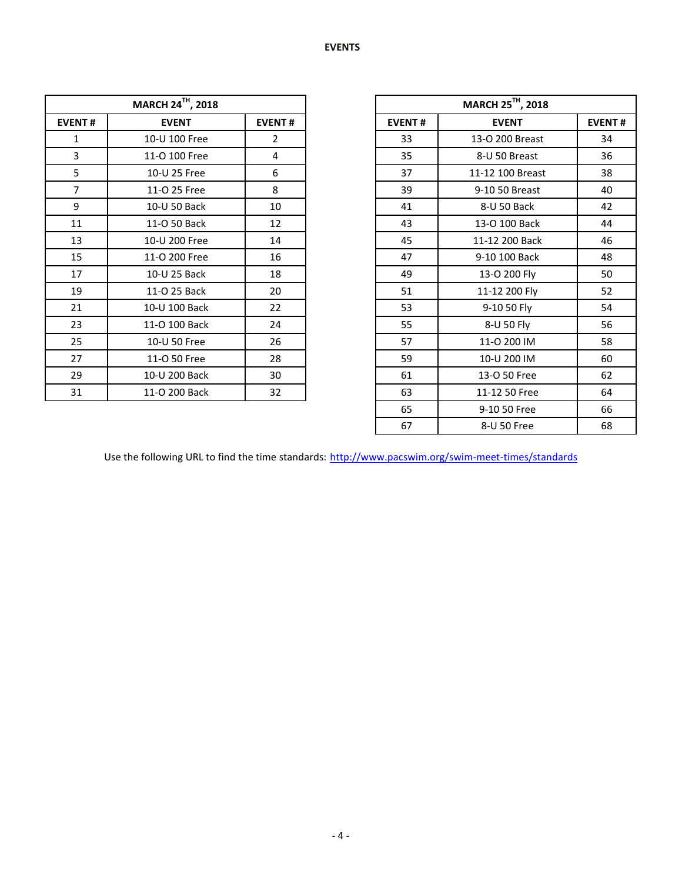**EVENTS**

| MARCH 24[TH], 2018 | | |
|---|---|---|
| EVENT # | EVENT | EVENT # |
| 1 | 10-U 100 Free | 2 |
| 3 | 11-O 100 Free | 4 |
| 5 | 10-U 25 Free | 6 |
| 7 | 11-O 25 Free | 8 |
| 9 | 10-U 50 Back | 10 |
| 11 | 11-O 50 Back | 12 |
| 13 | 10-U 200 Free | 14 |
| 15 | 11-O 200 Free | 16 |
| 17 | 10-U 25 Back | 18 |
| 19 | 11-O 25 Back | 20 |
| 21 | 10-U 100 Back | 22 |
| 23 | 11-O 100 Back | 24 |
| 25 | 10-U 50 Free | 26 |
| 27 | 11-O 50 Free | 28 |
| 29 | 10-U 200 Back | 30 |
| 31 | 11-O 200 Back | 32 |

| MARCH 25[TH], 2018 | | |
|---|---|---|
| EVENT # | EVENT | EVENT # |
| 33 | 13-O 200 Breast | 34 |
| 35 | 8-U 50 Breast | 36 |
| 37 | 11-12 100 Breast | 38 |
| 39 | 9-10 50 Breast | 40 |
| 41 | 8-U 50 Back | 42 |
| 43 | 13-O 100 Back | 44 |
| 45 | 11-12 200 Back | 46 |
| 47 | 9-10 100 Back | 48 |
| 49 | 13-O 200 Fly | 50 |
| 51 | 11-12 200 Fly | 52 |
| 53 | 9-10 50 Fly | 54 |
| 55 | 8-U 50 Fly | 56 |
| 57 | 11-O 200 IM | 58 |
| 59 | 10-U 200 IM | 60 |
| 61 | 13-O 50 Free | 62 |
| 63 | 11-12 50 Free | 64 |
| 65 | 9-10 50 Free | 66 |
| 67 | 8-U 50 Free | 68 |

Use the following URL to find the time standards: http://www.pacswim.org/swim-meet-times/standards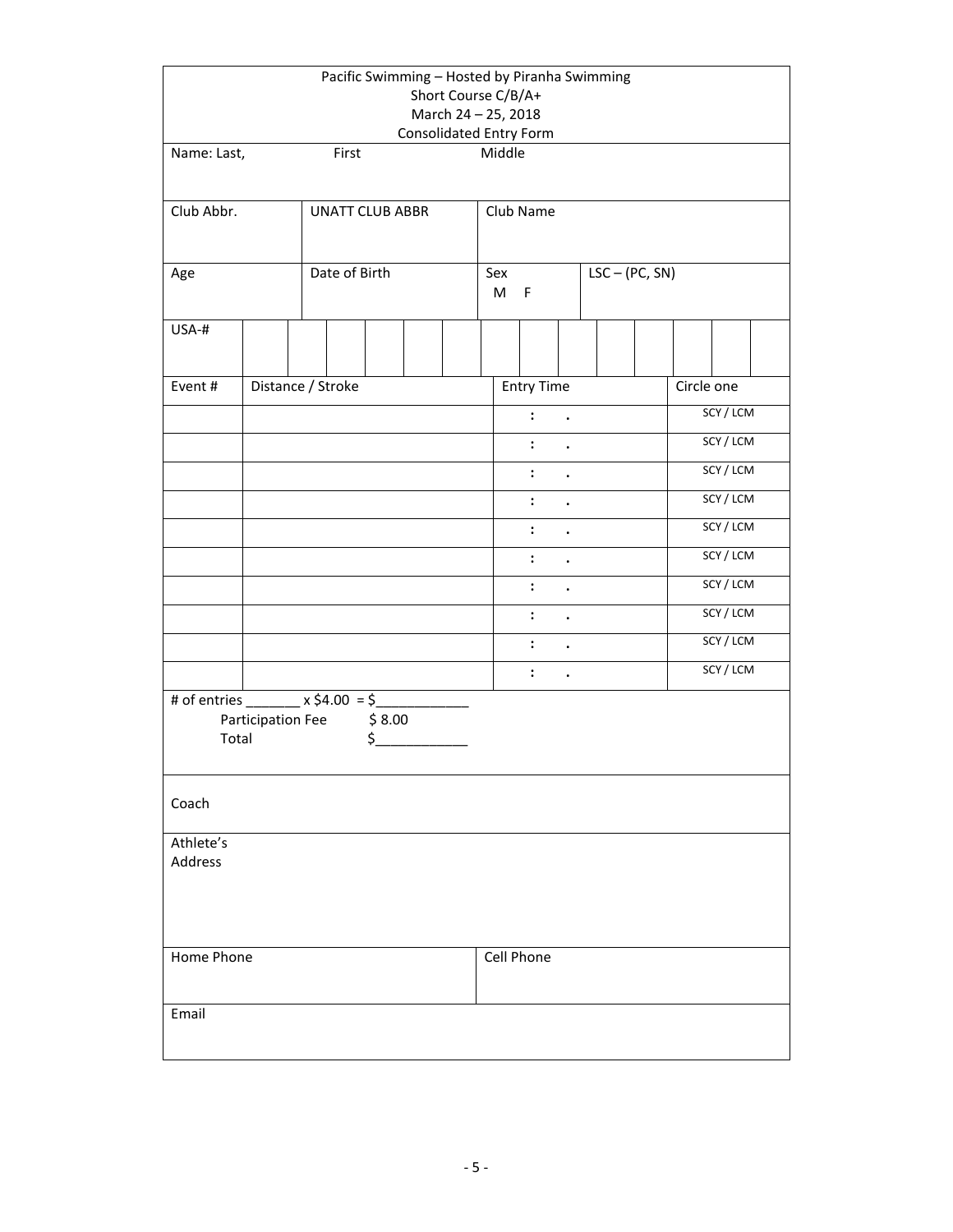Pacific Swimming – Hosted by Piranha Swimming
Short Course C/B/A+
March 24 – 25, 2018
Consolidated Entry Form

| | | | |
|---|---|---|---|
| Name: Last, | First | Middle | |
| Club Abbr. | UNATT CLUB ABBR | Club Name | |
| Age | Date of Birth | Sex<br>M F | LSC – (PC, SN) |
| USA-# | | | |

| Event # | Distance / Stroke | Entry Time | Circle one |
|---|---|---|---|
| | | : . | SCY / LCM |
| | | : . | SCY / LCM |
| | | : . | SCY / LCM |
| | | : . | SCY / LCM |
| | | : . | SCY / LCM |
| | | : . | SCY / LCM |
| | | : . | SCY / LCM |
| | | : . | SCY / LCM |
| | | : . | SCY / LCM |
| | | : . | SCY / LCM |

# of entries _______ x $4.00 = $____________
Participation Fee $ 8.00
Total $____________

| | |
|---|---|
| Coach | |
| Athlete's Address | |
| Home Phone | Cell Phone |
| Email | |